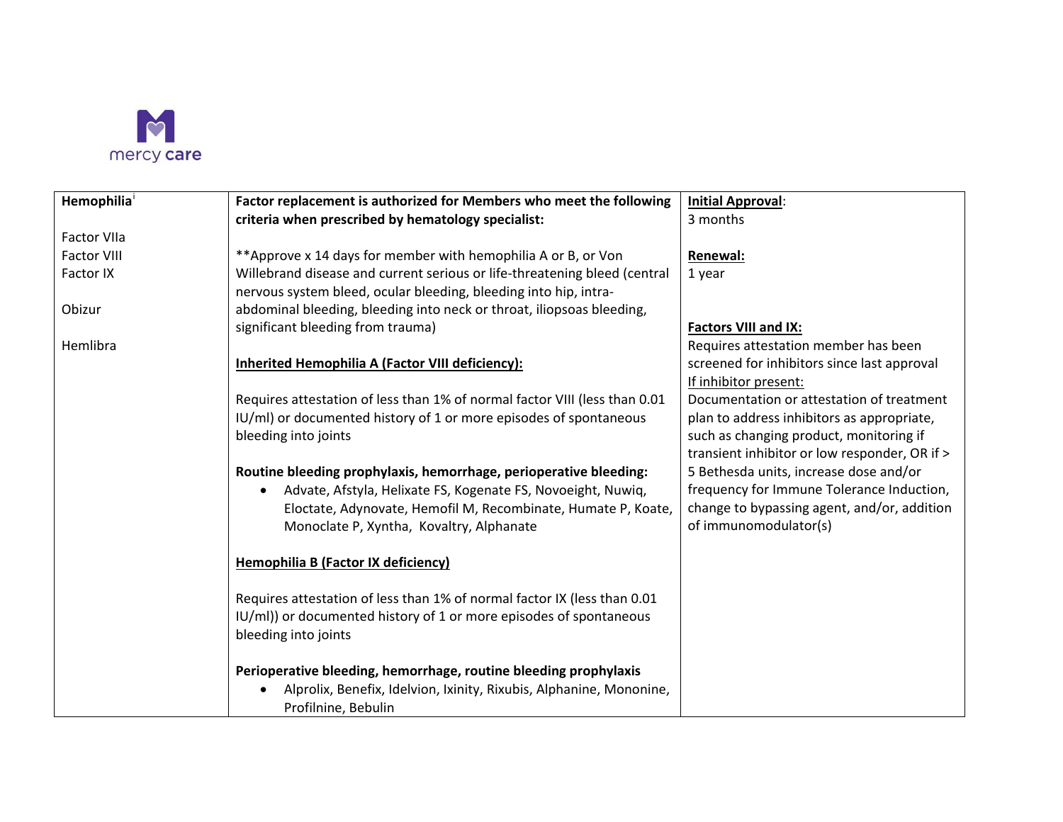| Hemophilia[i]<br><br>Factor VIIa<br>Factor VIII<br>Factor IX<br><br>Obizur<br><br>Hemlibra | **Factor replacement is authorized for Members who meet the following criteria when prescribed by hematology specialist:**<br><br>**Approve x 14 days for member with hemophilia A or B, or Von Willebrand disease and current serious or life-threatening bleed (central nervous system bleed, ocular bleeding, bleeding into hip, intra-abdominal bleeding, bleeding into neck or throat, iliopsoas bleeding, significant bleeding from trauma)<br><br>**<u>Inherited Hemophilia A (Factor VIII deficiency):</u>**<br><br>Requires attestation of less than 1% of normal factor VIII (less than 0.01 IU/ml) or documented history of 1 or more episodes of spontaneous bleeding into joints<br><br>**Routine bleeding prophylaxis, hemorrhage, perioperative bleeding:**<br>• Advate, Afstyla, Helixate FS, Kogenate FS, Novoeight, Nuwiq, Eloctate, Adynovate, Hemofil M, Recombinate, Humate P, Koate, Monoclate P, Xyntha, Kovaltry, Alphanate<br><br>**<u>Hemophilia B (Factor IX deficiency)</u>**<br><br>Requires attestation of less than 1% of normal factor IX (less than 0.01 IU/ml)) or documented history of 1 or more episodes of spontaneous bleeding into joints<br><br>**Perioperative bleeding, hemorrhage, routine bleeding prophylaxis**<br>• Alprolix, Benefix, Idelvion, Ixinity, Rixubis, Alphanine, Mononine, Profilnine, Bebulin | **<u>Initial Approval</u>**:<br>3 months<br><br>**<u>Renewal:</u>**<br>1 year<br><br>**<u>Factors VIII and IX:</u>**<br>Requires attestation member has been screened for inhibitors since last approval<br><u>If inhibitor present:</u><br>Documentation or attestation of treatment plan to address inhibitors as appropriate, such as changing product, monitoring if transient inhibitor or low responder, OR if > 5 Bethesda units, increase dose and/or frequency for Immune Tolerance Induction, change to bypassing agent, and/or, addition of immunomodulator(s) |
|---|---|---|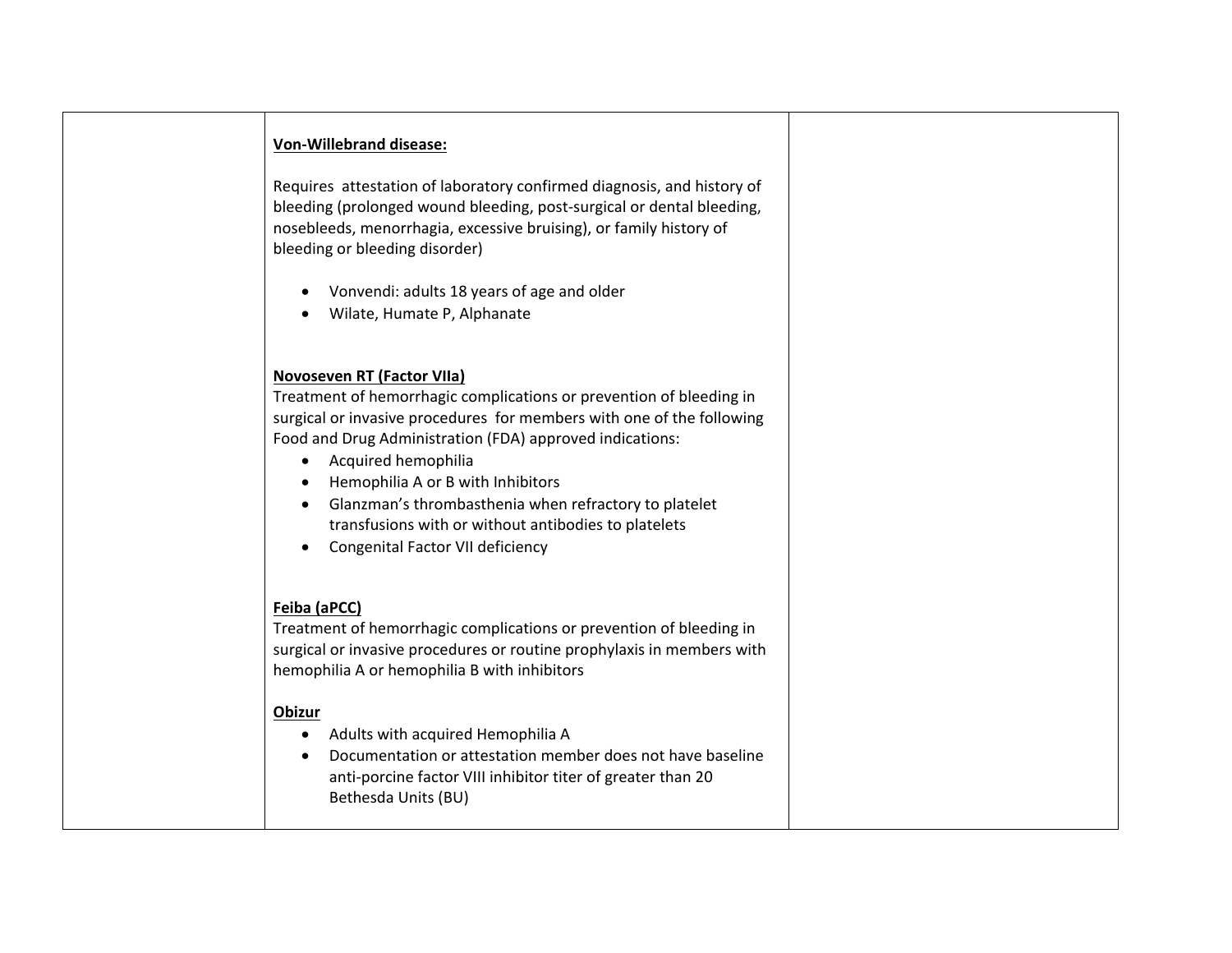| | **Von-Willebrand disease:**<br><br>Requires attestation of laboratory confirmed diagnosis, and history of bleeding (prolonged wound bleeding, post-surgical or dental bleeding, nosebleeds, menorrhagia, excessive bruising), or family history of bleeding or bleeding disorder)<br><br>• Vonvendi: adults 18 years of age and older<br>• Wilate, Humate P, Alphanate<br><br>**Novoseven RT (Factor VIIa)**<br>Treatment of hemorrhagic complications or prevention of bleeding in surgical or invasive procedures for members with one of the following Food and Drug Administration (FDA) approved indications:<br>• Acquired hemophilia<br>• Hemophilia A or B with Inhibitors<br>• Glanzman's thrombasthenia when refractory to platelet transfusions with or without antibodies to platelets<br>• Congenital Factor VII deficiency<br><br>**Feiba (aPCC)**<br>Treatment of hemorrhagic complications or prevention of bleeding in surgical or invasive procedures or routine prophylaxis in members with hemophilia A or hemophilia B with inhibitors<br><br>**Obizur**<br>• Adults with acquired Hemophilia A<br>• Documentation or attestation member does not have baseline anti-porcine factor VIII inhibitor titer of greater than 20 Bethesda Units (BU) | |
|---|---|---|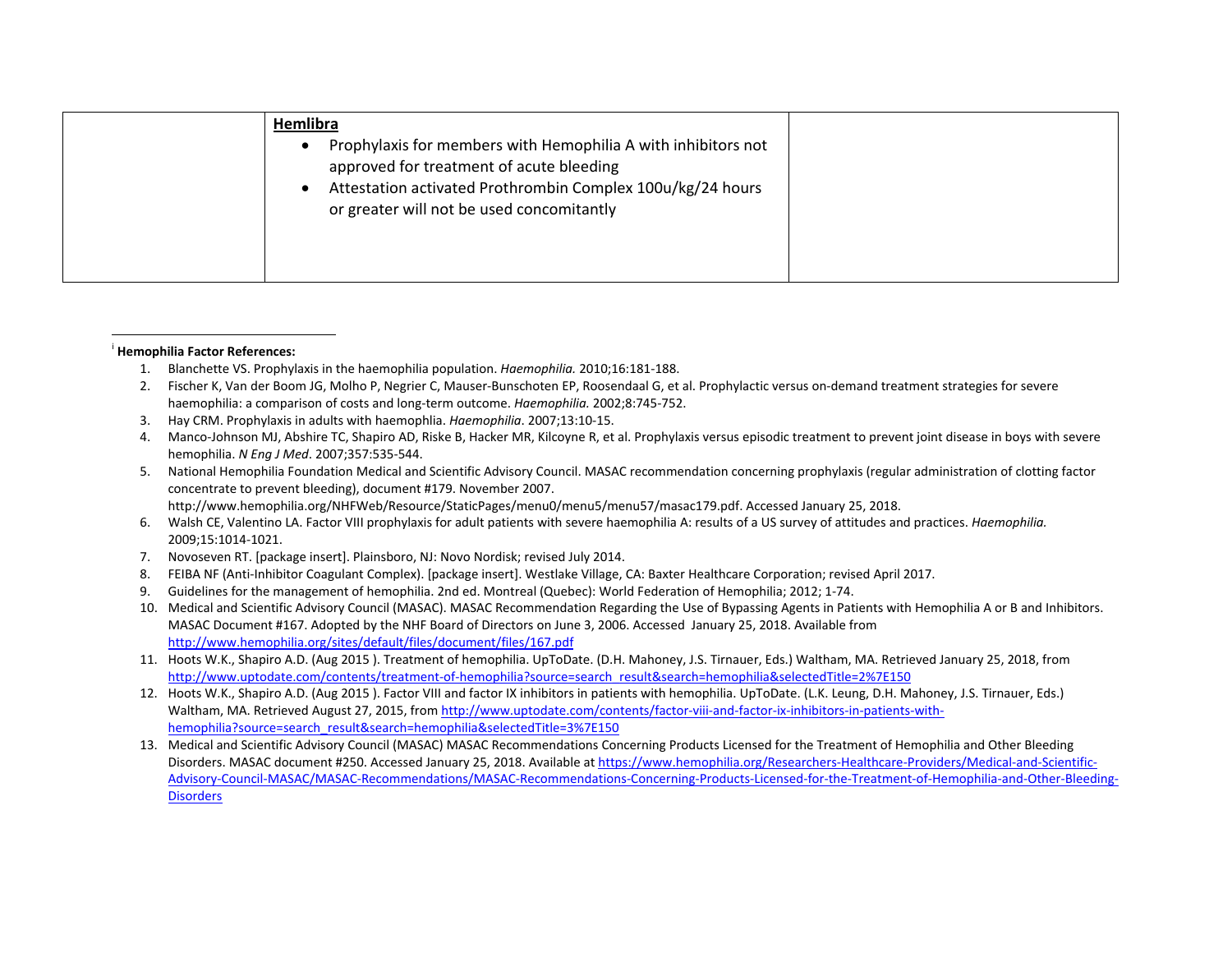| | | |
|---|---|---|
| | **Hemlibra**<br>• Prophylaxis for members with Hemophilia A with inhibitors not approved for treatment of acute bleeding<br>• Attestation activated Prothrombin Complex 100u/kg/24 hours or greater will not be used concomitantly | |

[i] **Hemophilia Factor References:**

1. Blanchette VS. Prophylaxis in the haemophilia population. *Haemophilia.* 2010;16:181-188.
2. Fischer K, Van der Boom JG, Molho P, Negrier C, Mauser-Bunschoten EP, Roosendaal G, et al. Prophylactic versus on-demand treatment strategies for severe haemophilia: a comparison of costs and long-term outcome. *Haemophilia.* 2002;8:745-752.
3. Hay CRM. Prophylaxis in adults with haemophlia. *Haemophilia*. 2007;13:10-15.
4. Manco-Johnson MJ, Abshire TC, Shapiro AD, Riske B, Hacker MR, Kilcoyne R, et al. Prophylaxis versus episodic treatment to prevent joint disease in boys with severe hemophilia. *N Eng J Med*. 2007;357:535-544.
5. National Hemophilia Foundation Medical and Scientific Advisory Council. MASAC recommendation concerning prophylaxis (regular administration of clotting factor concentrate to prevent bleeding), document #179. November 2007. http://www.hemophilia.org/NHFWeb/Resource/StaticPages/menu0/menu5/menu57/masac179.pdf. Accessed January 25, 2018.
6. Walsh CE, Valentino LA. Factor VIII prophylaxis for adult patients with severe haemophilia A: results of a US survey of attitudes and practices. *Haemophilia.* 2009;15:1014-1021.
7. Novoseven RT. [package insert]. Plainsboro, NJ: Novo Nordisk; revised July 2014.
8. FEIBA NF (Anti-Inhibitor Coagulant Complex). [package insert]. Westlake Village, CA: Baxter Healthcare Corporation; revised April 2017.
9. Guidelines for the management of hemophilia. 2nd ed. Montreal (Quebec): World Federation of Hemophilia; 2012; 1-74.
10. Medical and Scientific Advisory Council (MASAC). MASAC Recommendation Regarding the Use of Bypassing Agents in Patients with Hemophilia A or B and Inhibitors. MASAC Document #167. Adopted by the NHF Board of Directors on June 3, 2006. Accessed January 25, 2018. Available from http://www.hemophilia.org/sites/default/files/document/files/167.pdf
11. Hoots W.K., Shapiro A.D. (Aug 2015 ). Treatment of hemophilia. UpToDate. (D.H. Mahoney, J.S. Tirnauer, Eds.) Waltham, MA. Retrieved January 25, 2018, from http://www.uptodate.com/contents/treatment-of-hemophilia?source=search_result&search=hemophilia&selectedTitle=2%7E150
12. Hoots W.K., Shapiro A.D. (Aug 2015 ). Factor VIII and factor IX inhibitors in patients with hemophilia. UpToDate. (L.K. Leung, D.H. Mahoney, J.S. Tirnauer, Eds.) Waltham, MA. Retrieved August 27, 2015, from http://www.uptodate.com/contents/factor-viii-and-factor-ix-inhibitors-in-patients-with-hemophilia?source=search_result&search=hemophilia&selectedTitle=3%7E150
13. Medical and Scientific Advisory Council (MASAC) MASAC Recommendations Concerning Products Licensed for the Treatment of Hemophilia and Other Bleeding Disorders. MASAC document #250. Accessed January 25, 2018. Available at https://www.hemophilia.org/Researchers-Healthcare-Providers/Medical-and-Scientific-Advisory-Council-MASAC/MASAC-Recommendations/MASAC-Recommendations-Concerning-Products-Licensed-for-the-Treatment-of-Hemophilia-and-Other-Bleeding-Disorders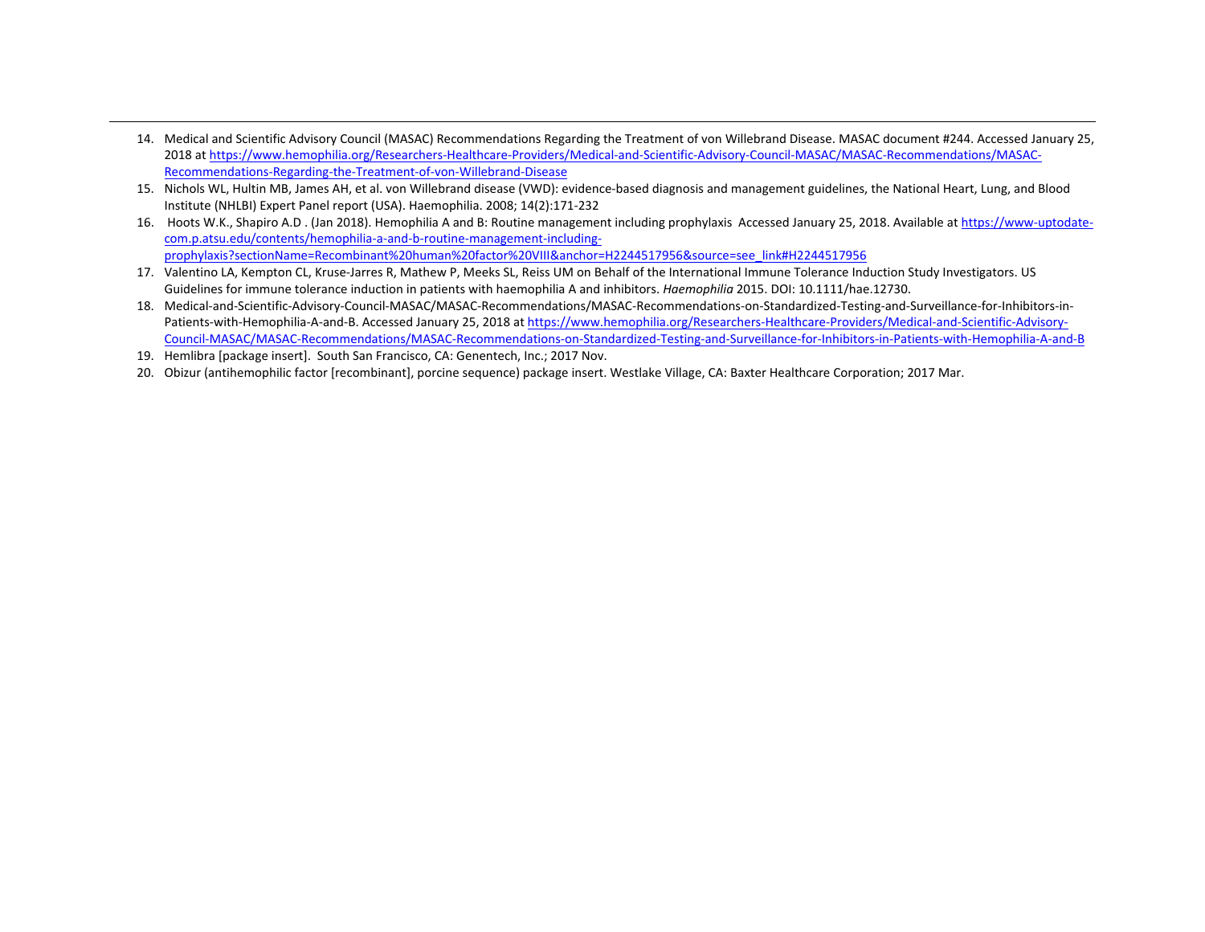14. Medical and Scientific Advisory Council (MASAC) Recommendations Regarding the Treatment of von Willebrand Disease. MASAC document #244. Accessed January 25, 2018 at https://www.hemophilia.org/Researchers-Healthcare-Providers/Medical-and-Scientific-Advisory-Council-MASAC/MASAC-Recommendations/MASAC-Recommendations-Regarding-the-Treatment-of-von-Willebrand-Disease
15. Nichols WL, Hultin MB, James AH, et al. von Willebrand disease (VWD): evidence-based diagnosis and management guidelines, the National Heart, Lung, and Blood Institute (NHLBI) Expert Panel report (USA). Haemophilia. 2008; 14(2):171-232
16. Hoots W.K., Shapiro A.D . (Jan 2018). Hemophilia A and B: Routine management including prophylaxis Accessed January 25, 2018. Available at https://www-uptodate-com.p.atsu.edu/contents/hemophilia-a-and-b-routine-management-including-prophylaxis?sectionName=Recombinant%20human%20factor%20VIII&anchor=H2244517956&source=see_link#H2244517956
17. Valentino LA, Kempton CL, Kruse-Jarres R, Mathew P, Meeks SL, Reiss UM on Behalf of the International Immune Tolerance Induction Study Investigators. US Guidelines for immune tolerance induction in patients with haemophilia A and inhibitors. *Haemophilia* 2015. DOI: 10.1111/hae.12730.
18. Medical-and-Scientific-Advisory-Council-MASAC/MASAC-Recommendations/MASAC-Recommendations-on-Standardized-Testing-and-Surveillance-for-Inhibitors-in-Patients-with-Hemophilia-A-and-B. Accessed January 25, 2018 at https://www.hemophilia.org/Researchers-Healthcare-Providers/Medical-and-Scientific-Advisory-Council-MASAC/MASAC-Recommendations/MASAC-Recommendations-on-Standardized-Testing-and-Surveillance-for-Inhibitors-in-Patients-with-Hemophilia-A-and-B
19. Hemlibra [package insert]. South San Francisco, CA: Genentech, Inc.; 2017 Nov.
20. Obizur (antihemophilic factor [recombinant], porcine sequence) package insert. Westlake Village, CA: Baxter Healthcare Corporation; 2017 Mar.